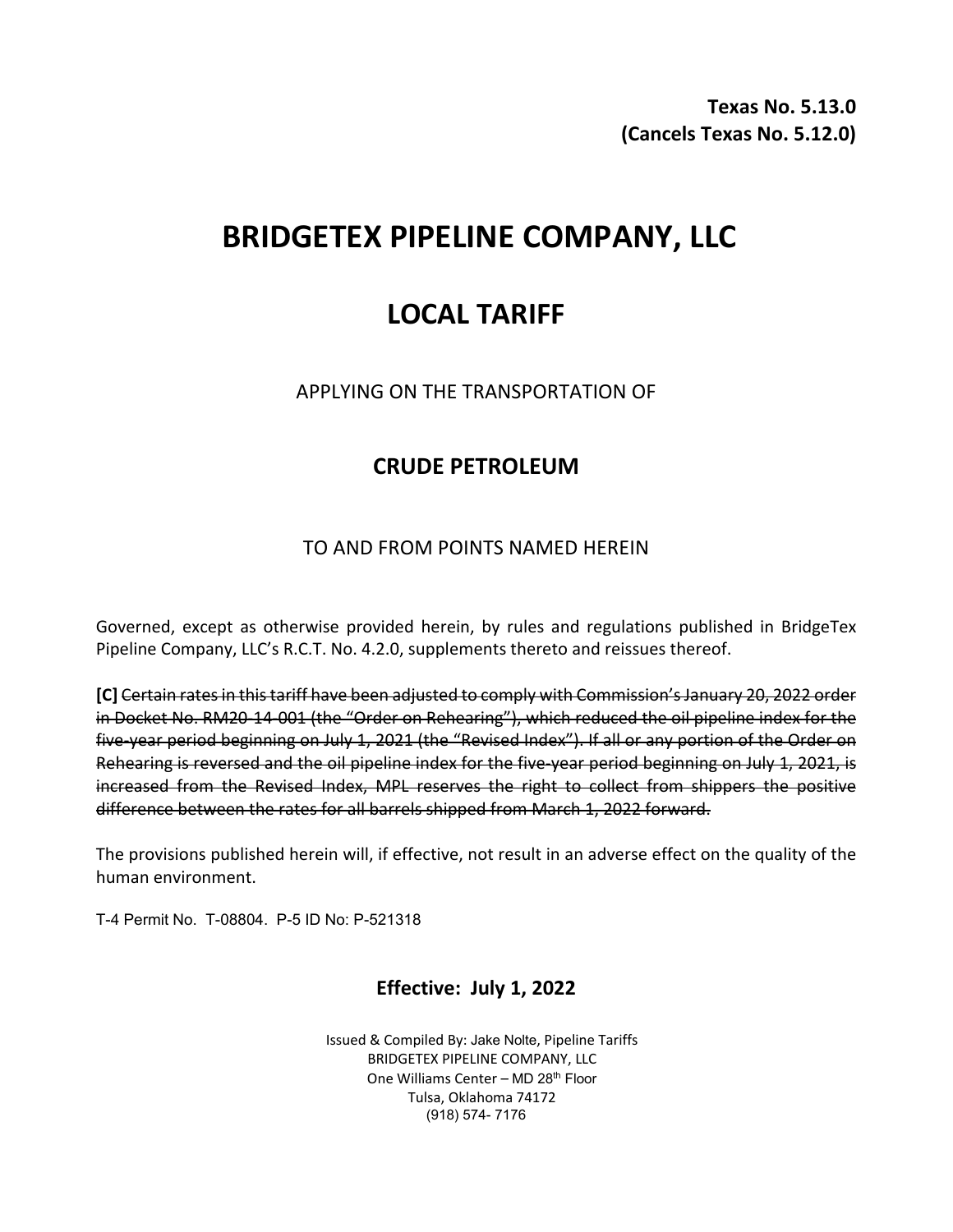**Texas No. 5.13.0**
**(Cancels Texas No. 5.12.0)**

# BRIDGETEX PIPELINE COMPANY, LLC

# LOCAL TARIFF

APPLYING ON THE TRANSPORTATION OF

## CRUDE PETROLEUM

TO AND FROM POINTS NAMED HEREIN

Governed, except as otherwise provided herein, by rules and regulations published in BridgeTex Pipeline Company, LLC's R.C.T. No. 4.2.0, supplements thereto and reissues thereof.

**[C]** ~~Certain rates in this tariff have been adjusted to comply with Commission's January 20, 2022 order in Docket No. RM20-14-001 (the "Order on Rehearing"), which reduced the oil pipeline index for the five-year period beginning on July 1, 2021 (the "Revised Index"). If all or any portion of the Order on Rehearing is reversed and the oil pipeline index for the five-year period beginning on July 1, 2021, is increased from the Revised Index, MPL reserves the right to collect from shippers the positive difference between the rates for all barrels shipped from March 1, 2022 forward.~~

The provisions published herein will, if effective, not result in an adverse effect on the quality of the human environment.

T-4 Permit No. T-08804. P-5 ID No: P-521318

**Effective: July 1, 2022**

Issued & Compiled By: Jake Nolte, Pipeline Tariffs
BRIDGETEX PIPELINE COMPANY, LLC
One Williams Center – MD 28th Floor
Tulsa, Oklahoma 74172
(918) 574- 7176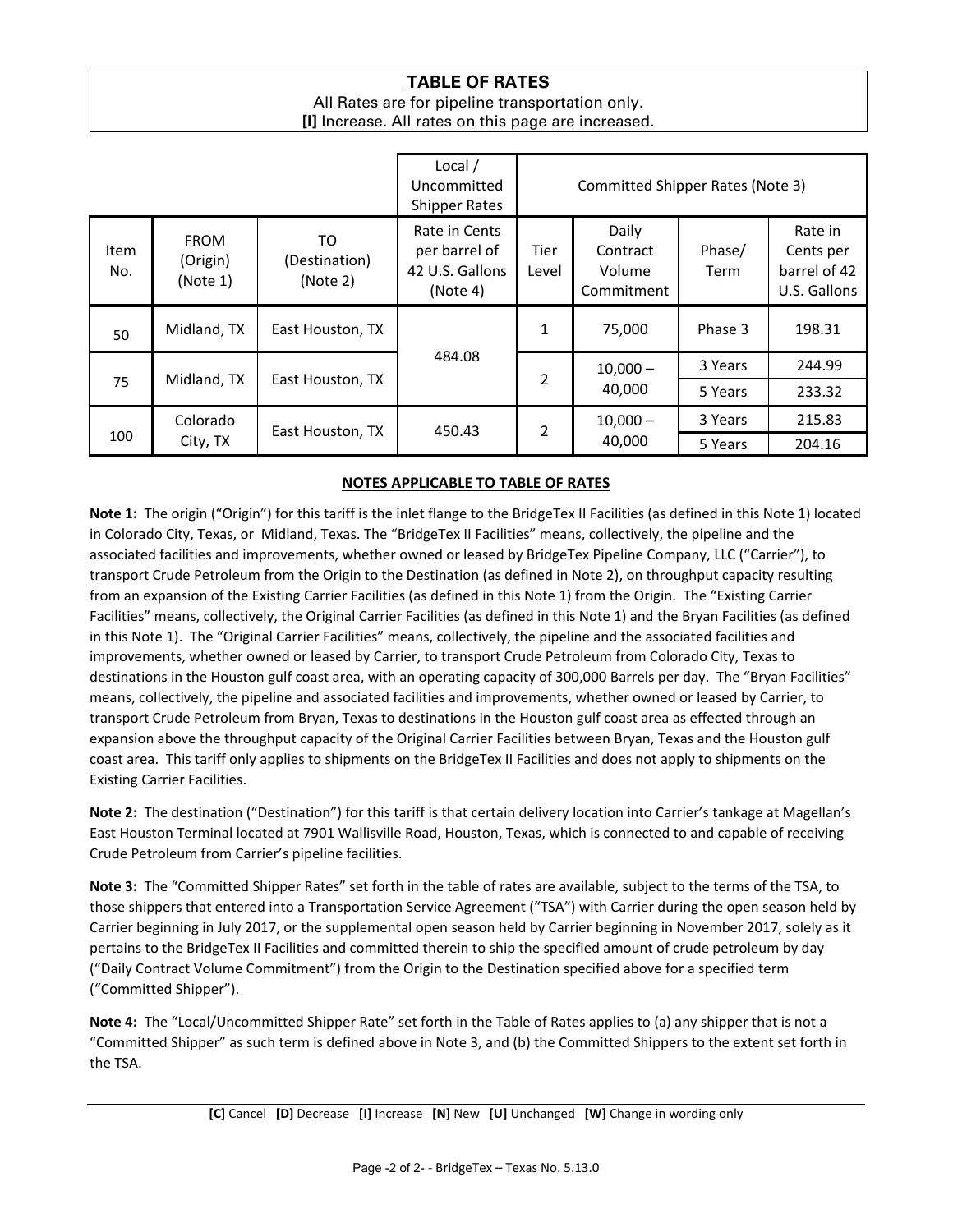## TABLE OF RATES

All Rates are for pipeline transportation only.
**[I]** Increase. All rates on this page are increased.

| | | | Local / Uncommitted Shipper Rates | Committed Shipper Rates (Note 3) | | | |
|---|---|---|---|---|---|---|---|
| Item No. | FROM (Origin) (Note 1) | TO (Destination) (Note 2) | Rate in Cents per barrel of 42 U.S. Gallons (Note 4) | Tier Level | Daily Contract Volume Commitment | Phase/ Term | Rate in Cents per barrel of 42 U.S. Gallons |
| 50 | Midland, TX | East Houston, TX | 484.08 | 1 | 75,000 | Phase 3 | 198.31 |
| 75 | Midland, TX | East Houston, TX | 484.08 | 2 | 10,000 – 40,000 | 3 Years | 244.99 |
| | | | | | | 5 Years | 233.32 |
| 100 | Colorado City, TX | East Houston, TX | 450.43 | 2 | 10,000 – 40,000 | 3 Years | 215.83 |
| | | | | | | 5 Years | 204.16 |

**NOTES APPLICABLE TO TABLE OF RATES**

**Note 1:** The origin ("Origin") for this tariff is the inlet flange to the BridgeTex II Facilities (as defined in this Note 1) located in Colorado City, Texas, or Midland, Texas. The "BridgeTex II Facilities" means, collectively, the pipeline and the associated facilities and improvements, whether owned or leased by BridgeTex Pipeline Company, LLC ("Carrier"), to transport Crude Petroleum from the Origin to the Destination (as defined in Note 2), on throughput capacity resulting from an expansion of the Existing Carrier Facilities (as defined in this Note 1) from the Origin. The "Existing Carrier Facilities" means, collectively, the Original Carrier Facilities (as defined in this Note 1) and the Bryan Facilities (as defined in this Note 1). The "Original Carrier Facilities" means, collectively, the pipeline and the associated facilities and improvements, whether owned or leased by Carrier, to transport Crude Petroleum from Colorado City, Texas to destinations in the Houston gulf coast area, with an operating capacity of 300,000 Barrels per day. The "Bryan Facilities" means, collectively, the pipeline and associated facilities and improvements, whether owned or leased by Carrier, to transport Crude Petroleum from Bryan, Texas to destinations in the Houston gulf coast area as effected through an expansion above the throughput capacity of the Original Carrier Facilities between Bryan, Texas and the Houston gulf coast area. This tariff only applies to shipments on the BridgeTex II Facilities and does not apply to shipments on the Existing Carrier Facilities.

**Note 2:** The destination ("Destination") for this tariff is that certain delivery location into Carrier's tankage at Magellan's East Houston Terminal located at 7901 Wallisville Road, Houston, Texas, which is connected to and capable of receiving Crude Petroleum from Carrier's pipeline facilities.

**Note 3:** The "Committed Shipper Rates" set forth in the table of rates are available, subject to the terms of the TSA, to those shippers that entered into a Transportation Service Agreement ("TSA") with Carrier during the open season held by Carrier beginning in July 2017, or the supplemental open season held by Carrier beginning in November 2017, solely as it pertains to the BridgeTex II Facilities and committed therein to ship the specified amount of crude petroleum by day ("Daily Contract Volume Commitment") from the Origin to the Destination specified above for a specified term ("Committed Shipper").

**Note 4:** The "Local/Uncommitted Shipper Rate" set forth in the Table of Rates applies to (a) any shipper that is not a "Committed Shipper" as such term is defined above in Note 3, and (b) the Committed Shippers to the extent set forth in the TSA.

**[C]** Cancel **[D]** Decrease **[I]** Increase **[N]** New **[U]** Unchanged **[W]** Change in wording only